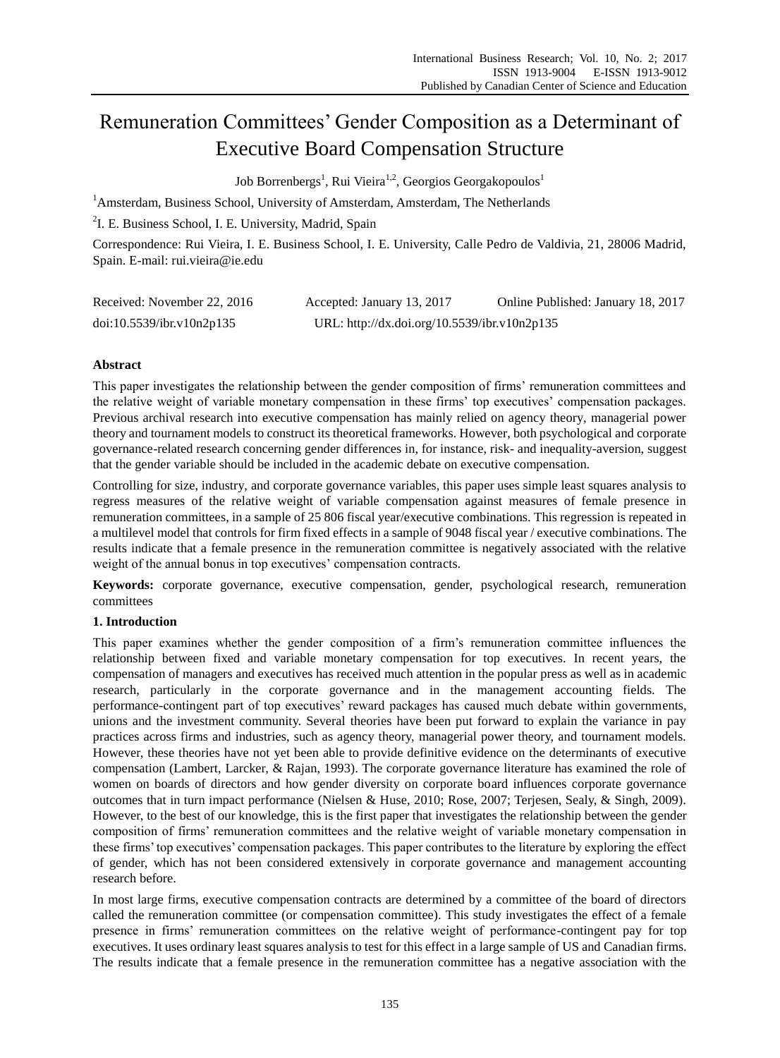# Remuneration Committees' Gender Composition as a Determinant of Executive Board Compensation Structure

Job Borrenbergs[1], Rui Vieira[1,2], Georgios Georgakopoulos[1]

[1]Amsterdam, Business School, University of Amsterdam, Amsterdam, The Netherlands

[2]I. E. Business School, I. E. University, Madrid, Spain

Correspondence: Rui Vieira, I. E. Business School, I. E. University, Calle Pedro de Valdivia, 21, 28006 Madrid, Spain. E-mail: rui.vieira@ie.edu

Received: November 22, 2016 Accepted: January 13, 2017 Online Published: January 18, 2017

doi:10.5539/ibr.v10n2p135 URL: http://dx.doi.org/10.5539/ibr.v10n2p135

## Abstract

This paper investigates the relationship between the gender composition of firms' remuneration committees and the relative weight of variable monetary compensation in these firms' top executives' compensation packages. Previous archival research into executive compensation has mainly relied on agency theory, managerial power theory and tournament models to construct its theoretical frameworks. However, both psychological and corporate governance-related research concerning gender differences in, for instance, risk- and inequality-aversion, suggest that the gender variable should be included in the academic debate on executive compensation.

Controlling for size, industry, and corporate governance variables, this paper uses simple least squares analysis to regress measures of the relative weight of variable compensation against measures of female presence in remuneration committees, in a sample of 25 806 fiscal year/executive combinations. This regression is repeated in a multilevel model that controls for firm fixed effects in a sample of 9048 fiscal year / executive combinations. The results indicate that a female presence in the remuneration committee is negatively associated with the relative weight of the annual bonus in top executives' compensation contracts.

**Keywords:** corporate governance, executive compensation, gender, psychological research, remuneration committees

## 1. Introduction

This paper examines whether the gender composition of a firm's remuneration committee influences the relationship between fixed and variable monetary compensation for top executives. In recent years, the compensation of managers and executives has received much attention in the popular press as well as in academic research, particularly in the corporate governance and in the management accounting fields. The performance-contingent part of top executives' reward packages has caused much debate within governments, unions and the investment community. Several theories have been put forward to explain the variance in pay practices across firms and industries, such as agency theory, managerial power theory, and tournament models. However, these theories have not yet been able to provide definitive evidence on the determinants of executive compensation (Lambert, Larcker, & Rajan, 1993). The corporate governance literature has examined the role of women on boards of directors and how gender diversity on corporate board influences corporate governance outcomes that in turn impact performance (Nielsen & Huse, 2010; Rose, 2007; Terjesen, Sealy, & Singh, 2009). However, to the best of our knowledge, this is the first paper that investigates the relationship between the gender composition of firms' remuneration committees and the relative weight of variable monetary compensation in these firms' top executives' compensation packages. This paper contributes to the literature by exploring the effect of gender, which has not been considered extensively in corporate governance and management accounting research before.

In most large firms, executive compensation contracts are determined by a committee of the board of directors called the remuneration committee (or compensation committee). This study investigates the effect of a female presence in firms' remuneration committees on the relative weight of performance-contingent pay for top executives. It uses ordinary least squares analysis to test for this effect in a large sample of US and Canadian firms. The results indicate that a female presence in the remuneration committee has a negative association with the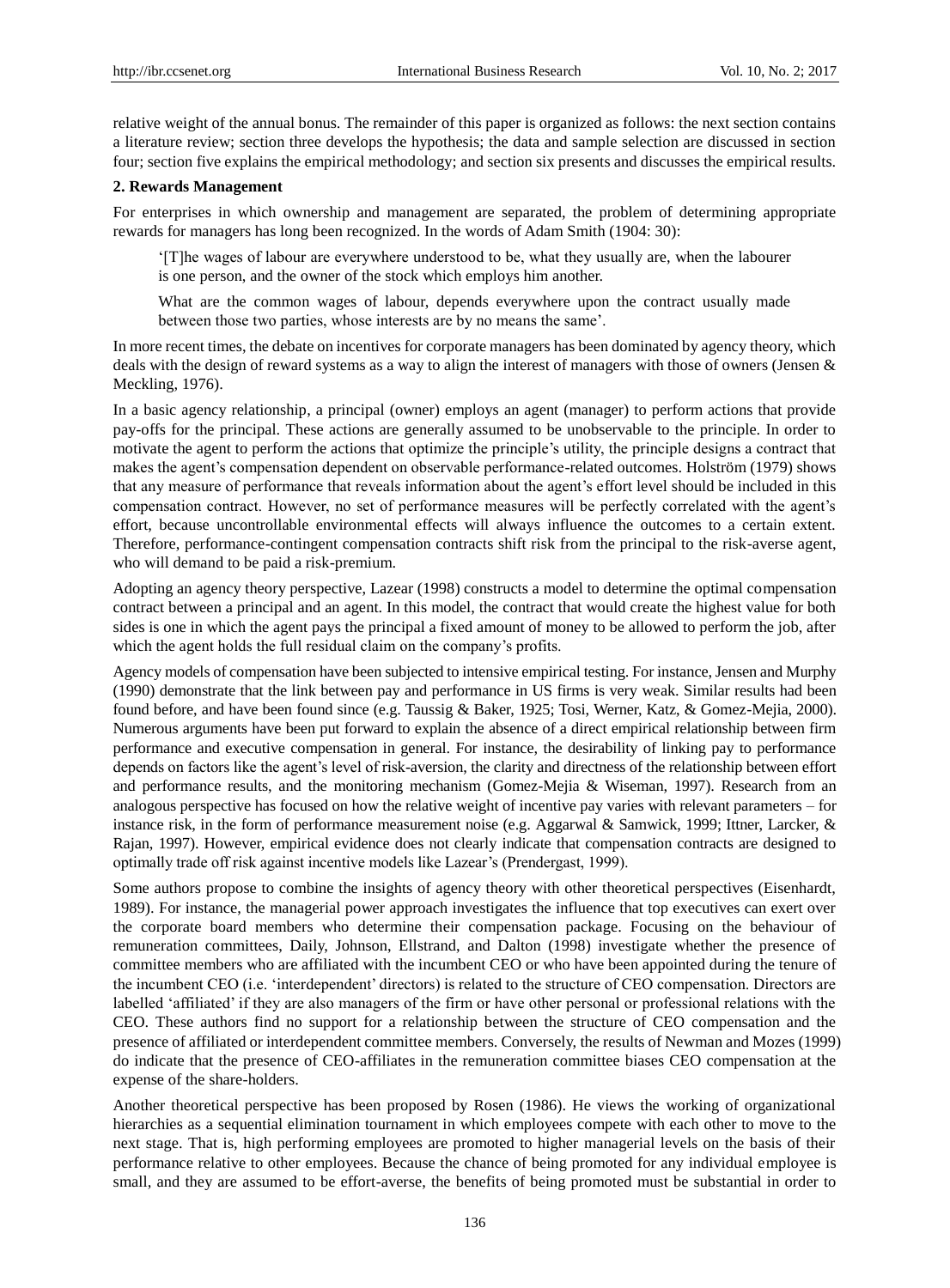relative weight of the annual bonus. The remainder of this paper is organized as follows: the next section contains a literature review; section three develops the hypothesis; the data and sample selection are discussed in section four; section five explains the empirical methodology; and section six presents and discusses the empirical results.

## 2. Rewards Management

For enterprises in which ownership and management are separated, the problem of determining appropriate rewards for managers has long been recognized. In the words of Adam Smith (1904: 30):

> '[T]he wages of labour are everywhere understood to be, what they usually are, when the labourer is one person, and the owner of the stock which employs him another.
>
> What are the common wages of labour, depends everywhere upon the contract usually made between those two parties, whose interests are by no means the same'.

In more recent times, the debate on incentives for corporate managers has been dominated by agency theory, which deals with the design of reward systems as a way to align the interest of managers with those of owners (Jensen & Meckling, 1976).

In a basic agency relationship, a principal (owner) employs an agent (manager) to perform actions that provide pay-offs for the principal. These actions are generally assumed to be unobservable to the principle. In order to motivate the agent to perform the actions that optimize the principle's utility, the principle designs a contract that makes the agent's compensation dependent on observable performance-related outcomes. Holström (1979) shows that any measure of performance that reveals information about the agent's effort level should be included in this compensation contract. However, no set of performance measures will be perfectly correlated with the agent's effort, because uncontrollable environmental effects will always influence the outcomes to a certain extent. Therefore, performance-contingent compensation contracts shift risk from the principal to the risk-averse agent, who will demand to be paid a risk-premium.

Adopting an agency theory perspective, Lazear (1998) constructs a model to determine the optimal compensation contract between a principal and an agent. In this model, the contract that would create the highest value for both sides is one in which the agent pays the principal a fixed amount of money to be allowed to perform the job, after which the agent holds the full residual claim on the company's profits.

Agency models of compensation have been subjected to intensive empirical testing. For instance, Jensen and Murphy (1990) demonstrate that the link between pay and performance in US firms is very weak. Similar results had been found before, and have been found since (e.g. Taussig & Baker, 1925; Tosi, Werner, Katz, & Gomez-Mejia, 2000). Numerous arguments have been put forward to explain the absence of a direct empirical relationship between firm performance and executive compensation in general. For instance, the desirability of linking pay to performance depends on factors like the agent's level of risk-aversion, the clarity and directness of the relationship between effort and performance results, and the monitoring mechanism (Gomez-Mejia & Wiseman, 1997). Research from an analogous perspective has focused on how the relative weight of incentive pay varies with relevant parameters – for instance risk, in the form of performance measurement noise (e.g. Aggarwal & Samwick, 1999; Ittner, Larcker, & Rajan, 1997). However, empirical evidence does not clearly indicate that compensation contracts are designed to optimally trade off risk against incentive models like Lazear's (Prendergast, 1999).

Some authors propose to combine the insights of agency theory with other theoretical perspectives (Eisenhardt, 1989). For instance, the managerial power approach investigates the influence that top executives can exert over the corporate board members who determine their compensation package. Focusing on the behaviour of remuneration committees, Daily, Johnson, Ellstrand, and Dalton (1998) investigate whether the presence of committee members who are affiliated with the incumbent CEO or who have been appointed during the tenure of the incumbent CEO (i.e. 'interdependent' directors) is related to the structure of CEO compensation. Directors are labelled 'affiliated' if they are also managers of the firm or have other personal or professional relations with the CEO. These authors find no support for a relationship between the structure of CEO compensation and the presence of affiliated or interdependent committee members. Conversely, the results of Newman and Mozes (1999) do indicate that the presence of CEO-affiliates in the remuneration committee biases CEO compensation at the expense of the share-holders.

Another theoretical perspective has been proposed by Rosen (1986). He views the working of organizational hierarchies as a sequential elimination tournament in which employees compete with each other to move to the next stage. That is, high performing employees are promoted to higher managerial levels on the basis of their performance relative to other employees. Because the chance of being promoted for any individual employee is small, and they are assumed to be effort-averse, the benefits of being promoted must be substantial in order to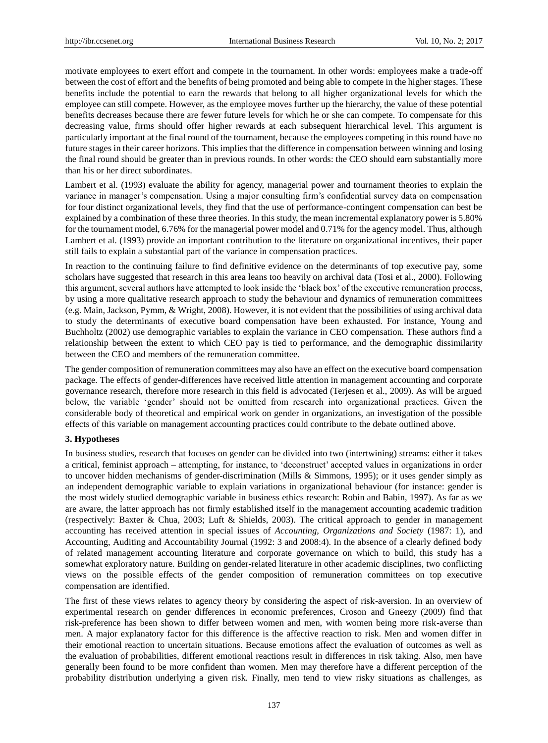motivate employees to exert effort and compete in the tournament. In other words: employees make a trade-off between the cost of effort and the benefits of being promoted and being able to compete in the higher stages. These benefits include the potential to earn the rewards that belong to all higher organizational levels for which the employee can still compete. However, as the employee moves further up the hierarchy, the value of these potential benefits decreases because there are fewer future levels for which he or she can compete. To compensate for this decreasing value, firms should offer higher rewards at each subsequent hierarchical level. This argument is particularly important at the final round of the tournament, because the employees competing in this round have no future stages in their career horizons. This implies that the difference in compensation between winning and losing the final round should be greater than in previous rounds. In other words: the CEO should earn substantially more than his or her direct subordinates.

Lambert et al. (1993) evaluate the ability for agency, managerial power and tournament theories to explain the variance in manager's compensation. Using a major consulting firm's confidential survey data on compensation for four distinct organizational levels, they find that the use of performance-contingent compensation can best be explained by a combination of these three theories. In this study, the mean incremental explanatory power is 5.80% for the tournament model, 6.76% for the managerial power model and 0.71% for the agency model. Thus, although Lambert et al. (1993) provide an important contribution to the literature on organizational incentives, their paper still fails to explain a substantial part of the variance in compensation practices.

In reaction to the continuing failure to find definitive evidence on the determinants of top executive pay, some scholars have suggested that research in this area leans too heavily on archival data (Tosi et al., 2000). Following this argument, several authors have attempted to look inside the 'black box' of the executive remuneration process, by using a more qualitative research approach to study the behaviour and dynamics of remuneration committees (e.g. Main, Jackson, Pymm, & Wright, 2008). However, it is not evident that the possibilities of using archival data to study the determinants of executive board compensation have been exhausted. For instance, Young and Buchholtz (2002) use demographic variables to explain the variance in CEO compensation. These authors find a relationship between the extent to which CEO pay is tied to performance, and the demographic dissimilarity between the CEO and members of the remuneration committee.

The gender composition of remuneration committees may also have an effect on the executive board compensation package. The effects of gender-differences have received little attention in management accounting and corporate governance research, therefore more research in this field is advocated (Terjesen et al., 2009). As will be argued below, the variable 'gender' should not be omitted from research into organizational practices. Given the considerable body of theoretical and empirical work on gender in organizations, an investigation of the possible effects of this variable on management accounting practices could contribute to the debate outlined above.

### 3. Hypotheses

In business studies, research that focuses on gender can be divided into two (intertwining) streams: either it takes a critical, feminist approach – attempting, for instance, to 'deconstruct' accepted values in organizations in order to uncover hidden mechanisms of gender-discrimination (Mills & Simmons, 1995); or it uses gender simply as an independent demographic variable to explain variations in organizational behaviour (for instance: gender is the most widely studied demographic variable in business ethics research: Robin and Babin, 1997). As far as we are aware, the latter approach has not firmly established itself in the management accounting academic tradition (respectively: Baxter & Chua, 2003; Luft & Shields, 2003). The critical approach to gender in management accounting has received attention in special issues of *Accounting, Organizations and Society* (1987: 1), and Accounting, Auditing and Accountability Journal (1992: 3 and 2008:4). In the absence of a clearly defined body of related management accounting literature and corporate governance on which to build, this study has a somewhat exploratory nature. Building on gender-related literature in other academic disciplines, two conflicting views on the possible effects of the gender composition of remuneration committees on top executive compensation are identified.

The first of these views relates to agency theory by considering the aspect of risk-aversion. In an overview of experimental research on gender differences in economic preferences, Croson and Gneezy (2009) find that risk-preference has been shown to differ between women and men, with women being more risk-averse than men. A major explanatory factor for this difference is the affective reaction to risk. Men and women differ in their emotional reaction to uncertain situations. Because emotions affect the evaluation of outcomes as well as the evaluation of probabilities, different emotional reactions result in differences in risk taking. Also, men have generally been found to be more confident than women. Men may therefore have a different perception of the probability distribution underlying a given risk. Finally, men tend to view risky situations as challenges, as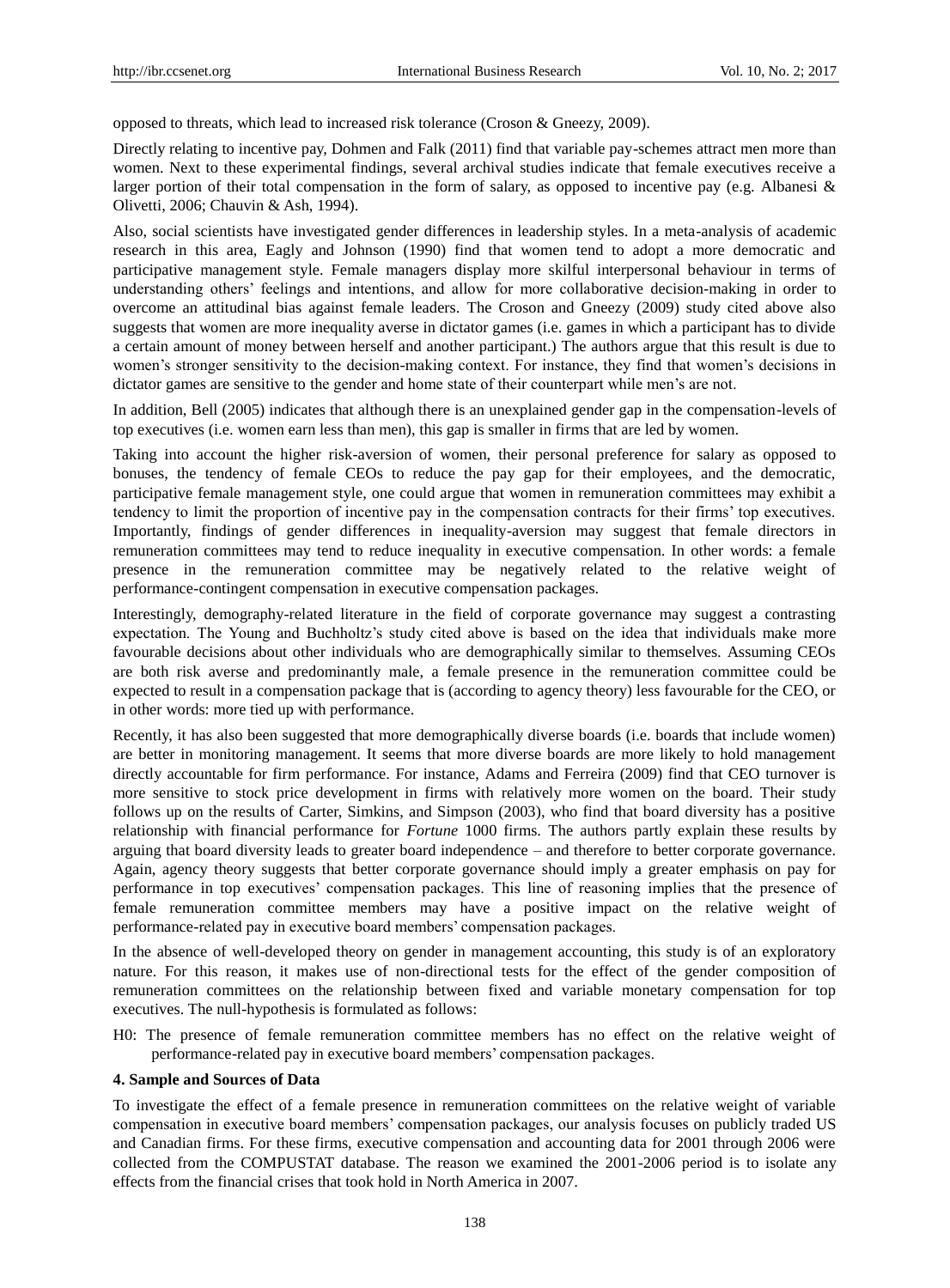opposed to threats, which lead to increased risk tolerance (Croson & Gneezy, 2009).

Directly relating to incentive pay, Dohmen and Falk (2011) find that variable pay-schemes attract men more than women. Next to these experimental findings, several archival studies indicate that female executives receive a larger portion of their total compensation in the form of salary, as opposed to incentive pay (e.g. Albanesi & Olivetti, 2006; Chauvin & Ash, 1994).

Also, social scientists have investigated gender differences in leadership styles. In a meta-analysis of academic research in this area, Eagly and Johnson (1990) find that women tend to adopt a more democratic and participative management style. Female managers display more skilful interpersonal behaviour in terms of understanding others' feelings and intentions, and allow for more collaborative decision-making in order to overcome an attitudinal bias against female leaders. The Croson and Gneezy (2009) study cited above also suggests that women are more inequality averse in dictator games (i.e. games in which a participant has to divide a certain amount of money between herself and another participant.) The authors argue that this result is due to women's stronger sensitivity to the decision-making context. For instance, they find that women's decisions in dictator games are sensitive to the gender and home state of their counterpart while men's are not.

In addition, Bell (2005) indicates that although there is an unexplained gender gap in the compensation-levels of top executives (i.e. women earn less than men), this gap is smaller in firms that are led by women.

Taking into account the higher risk-aversion of women, their personal preference for salary as opposed to bonuses, the tendency of female CEOs to reduce the pay gap for their employees, and the democratic, participative female management style, one could argue that women in remuneration committees may exhibit a tendency to limit the proportion of incentive pay in the compensation contracts for their firms' top executives. Importantly, findings of gender differences in inequality-aversion may suggest that female directors in remuneration committees may tend to reduce inequality in executive compensation. In other words: a female presence in the remuneration committee may be negatively related to the relative weight of performance-contingent compensation in executive compensation packages.

Interestingly, demography-related literature in the field of corporate governance may suggest a contrasting expectation. The Young and Buchholtz's study cited above is based on the idea that individuals make more favourable decisions about other individuals who are demographically similar to themselves. Assuming CEOs are both risk averse and predominantly male, a female presence in the remuneration committee could be expected to result in a compensation package that is (according to agency theory) less favourable for the CEO, or in other words: more tied up with performance.

Recently, it has also been suggested that more demographically diverse boards (i.e. boards that include women) are better in monitoring management. It seems that more diverse boards are more likely to hold management directly accountable for firm performance. For instance, Adams and Ferreira (2009) find that CEO turnover is more sensitive to stock price development in firms with relatively more women on the board. Their study follows up on the results of Carter, Simkins, and Simpson (2003), who find that board diversity has a positive relationship with financial performance for *Fortune* 1000 firms. The authors partly explain these results by arguing that board diversity leads to greater board independence – and therefore to better corporate governance. Again, agency theory suggests that better corporate governance should imply a greater emphasis on pay for performance in top executives' compensation packages. This line of reasoning implies that the presence of female remuneration committee members may have a positive impact on the relative weight of performance-related pay in executive board members' compensation packages.

In the absence of well-developed theory on gender in management accounting, this study is of an exploratory nature. For this reason, it makes use of non-directional tests for the effect of the gender composition of remuneration committees on the relationship between fixed and variable monetary compensation for top executives. The null-hypothesis is formulated as follows:

H0: The presence of female remuneration committee members has no effect on the relative weight of performance-related pay in executive board members' compensation packages.

## 4. Sample and Sources of Data

To investigate the effect of a female presence in remuneration committees on the relative weight of variable compensation in executive board members' compensation packages, our analysis focuses on publicly traded US and Canadian firms. For these firms, executive compensation and accounting data for 2001 through 2006 were collected from the COMPUSTAT database. The reason we examined the 2001-2006 period is to isolate any effects from the financial crises that took hold in North America in 2007.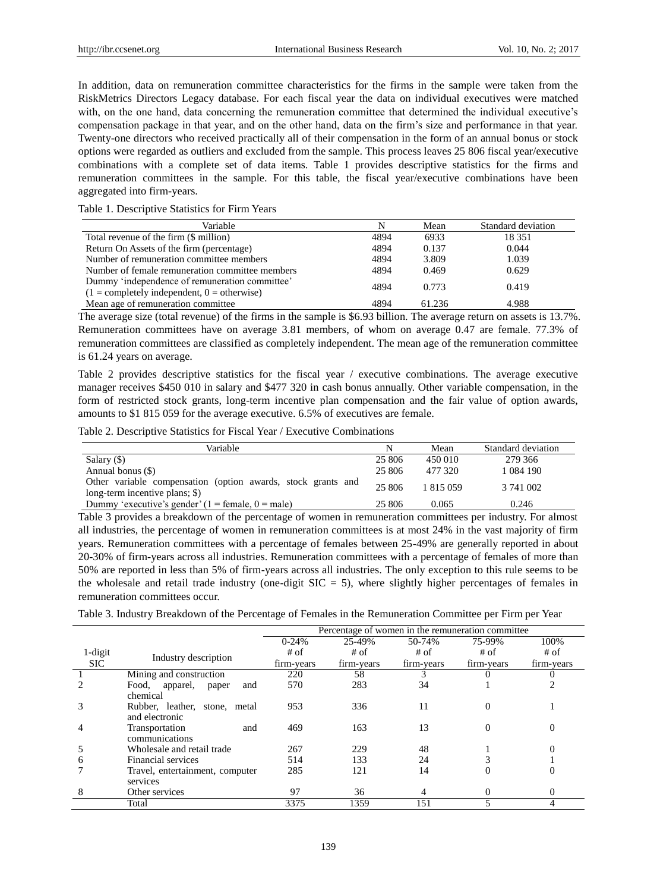In addition, data on remuneration committee characteristics for the firms in the sample were taken from the RiskMetrics Directors Legacy database. For each fiscal year the data on individual executives were matched with, on the one hand, data concerning the remuneration committee that determined the individual executive's compensation package in that year, and on the other hand, data on the firm's size and performance in that year. Twenty-one directors who received practically all of their compensation in the form of an annual bonus or stock options were regarded as outliers and excluded from the sample. This process leaves 25 806 fiscal year/executive combinations with a complete set of data items. Table 1 provides descriptive statistics for the firms and remuneration committees in the sample. For this table, the fiscal year/executive combinations have been aggregated into firm-years.

Table 1. Descriptive Statistics for Firm Years

| Variable | N | Mean | Standard deviation |
|---|---|---|---|
| Total revenue of the firm ($ million) | 4894 | 6933 | 18 351 |
| Return On Assets of the firm (percentage) | 4894 | 0.137 | 0.044 |
| Number of remuneration committee members | 4894 | 3.809 | 1.039 |
| Number of female remuneration committee members | 4894 | 0.469 | 0.629 |
| Dummy 'independence of remuneration committee' (1 = completely independent, 0 = otherwise) | 4894 | 0.773 | 0.419 |
| Mean age of remuneration committee | 4894 | 61.236 | 4.988 |

The average size (total revenue) of the firms in the sample is $6.93 billion. The average return on assets is 13.7%. Remuneration committees have on average 3.81 members, of whom on average 0.47 are female. 77.3% of remuneration committees are classified as completely independent. The mean age of the remuneration committee is 61.24 years on average.

Table 2 provides descriptive statistics for the fiscal year / executive combinations. The average executive manager receives $450 010 in salary and $477 320 in cash bonus annually. Other variable compensation, in the form of restricted stock grants, long-term incentive plan compensation and the fair value of option awards, amounts to $1 815 059 for the average executive. 6.5% of executives are female.

Table 2. Descriptive Statistics for Fiscal Year / Executive Combinations

| Variable | N | Mean | Standard deviation |
|---|---|---|---|
| Salary ($) | 25 806 | 450 010 | 279 366 |
| Annual bonus ($) | 25 806 | 477 320 | 1 084 190 |
| Other variable compensation (option awards, stock grants and long-term incentive plans; $) | 25 806 | 1 815 059 | 3 741 002 |
| Dummy 'executive's gender' (1 = female, 0 = male) | 25 806 | 0.065 | 0.246 |

Table 3 provides a breakdown of the percentage of women in remuneration committees per industry. For almost all industries, the percentage of women in remuneration committees is at most 24% in the vast majority of firm years. Remuneration committees with a percentage of females between 25-49% are generally reported in about 20-30% of firm-years across all industries. Remuneration committees with a percentage of females of more than 50% are reported in less than 5% of firm-years across all industries. The only exception to this rule seems to be the wholesale and retail trade industry (one-digit SIC = 5), where slightly higher percentages of females in remuneration committees occur.

Table 3. Industry Breakdown of the Percentage of Females in the Remuneration Committee per Firm per Year

| | | Percentage of women in the remuneration committee | | | | |
|---|---|---|---|---|---|---|
| 1-digit SIC | Industry description | 0-24% # of firm-years | 25-49% # of firm-years | 50-74% # of firm-years | 75-99% # of firm-years | 100% # of firm-years |
| 1 | Mining and construction | 220 | 58 | 3 | 0 | 0 |
| 2 | Food, apparel, paper and chemical | 570 | 283 | 34 | 1 | 2 |
| 3 | Rubber, leather, stone, metal and electronic | 953 | 336 | 11 | 0 | 1 |
| 4 | Transportation and communications | 469 | 163 | 13 | 0 | 0 |
| 5 | Wholesale and retail trade | 267 | 229 | 48 | 1 | 0 |
| 6 | Financial services | 514 | 133 | 24 | 3 | 1 |
| 7 | Travel, entertainment, computer services | 285 | 121 | 14 | 0 | 0 |
| 8 | Other services | 97 | 36 | 4 | 0 | 0 |
| | Total | 3375 | 1359 | 151 | 5 | 4 |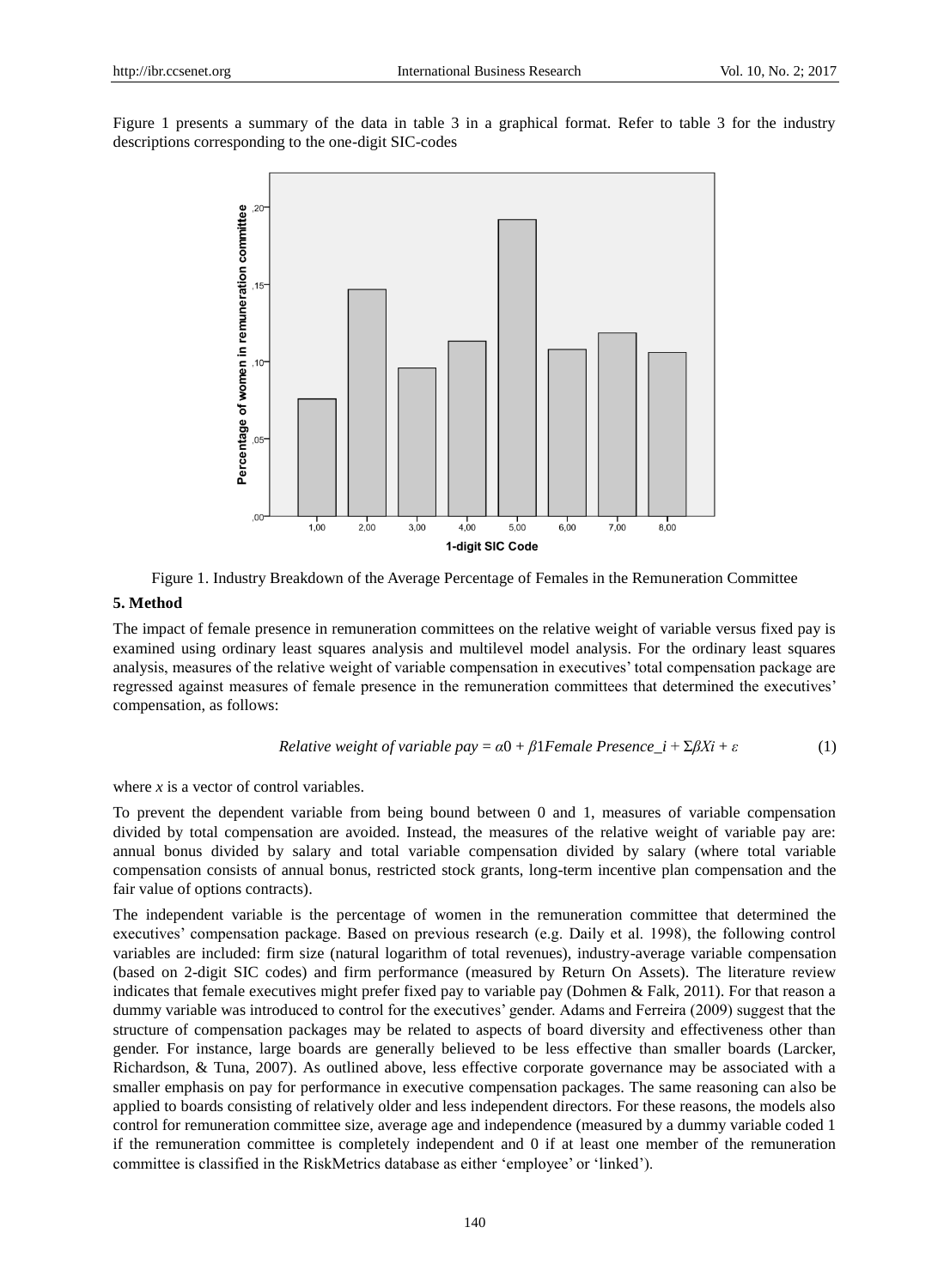Figure 1 presents a summary of the data in table 3 in a graphical format. Refer to table 3 for the industry descriptions corresponding to the one-digit SIC-codes

Figure 1. Industry Breakdown of the Average Percentage of Females in the Remuneration Committee

## 5. Method

The impact of female presence in remuneration committees on the relative weight of variable versus fixed pay is examined using ordinary least squares analysis and multilevel model analysis. For the ordinary least squares analysis, measures of the relative weight of variable compensation in executives' total compensation package are regressed against measures of female presence in the remuneration committees that determined the executives' compensation, as follows:

$$\textit{Relative weight of variable pay} = \alpha 0 + \beta 1 \textit{Female Presence\_i} + \Sigma \beta Xi + \varepsilon \quad (1)$$

where *x* is a vector of control variables.

To prevent the dependent variable from being bound between 0 and 1, measures of variable compensation divided by total compensation are avoided. Instead, the measures of the relative weight of variable pay are: annual bonus divided by salary and total variable compensation divided by salary (where total variable compensation consists of annual bonus, restricted stock grants, long-term incentive plan compensation and the fair value of options contracts).

The independent variable is the percentage of women in the remuneration committee that determined the executives' compensation package. Based on previous research (e.g. Daily et al. 1998), the following control variables are included: firm size (natural logarithm of total revenues), industry-average variable compensation (based on 2-digit SIC codes) and firm performance (measured by Return On Assets). The literature review indicates that female executives might prefer fixed pay to variable pay (Dohmen & Falk, 2011). For that reason a dummy variable was introduced to control for the executives' gender. Adams and Ferreira (2009) suggest that the structure of compensation packages may be related to aspects of board diversity and effectiveness other than gender. For instance, large boards are generally believed to be less effective than smaller boards (Larcker, Richardson, & Tuna, 2007). As outlined above, less effective corporate governance may be associated with a smaller emphasis on pay for performance in executive compensation packages. The same reasoning can also be applied to boards consisting of relatively older and less independent directors. For these reasons, the models also control for remuneration committee size, average age and independence (measured by a dummy variable coded 1 if the remuneration committee is completely independent and 0 if at least one member of the remuneration committee is classified in the RiskMetrics database as either 'employee' or 'linked').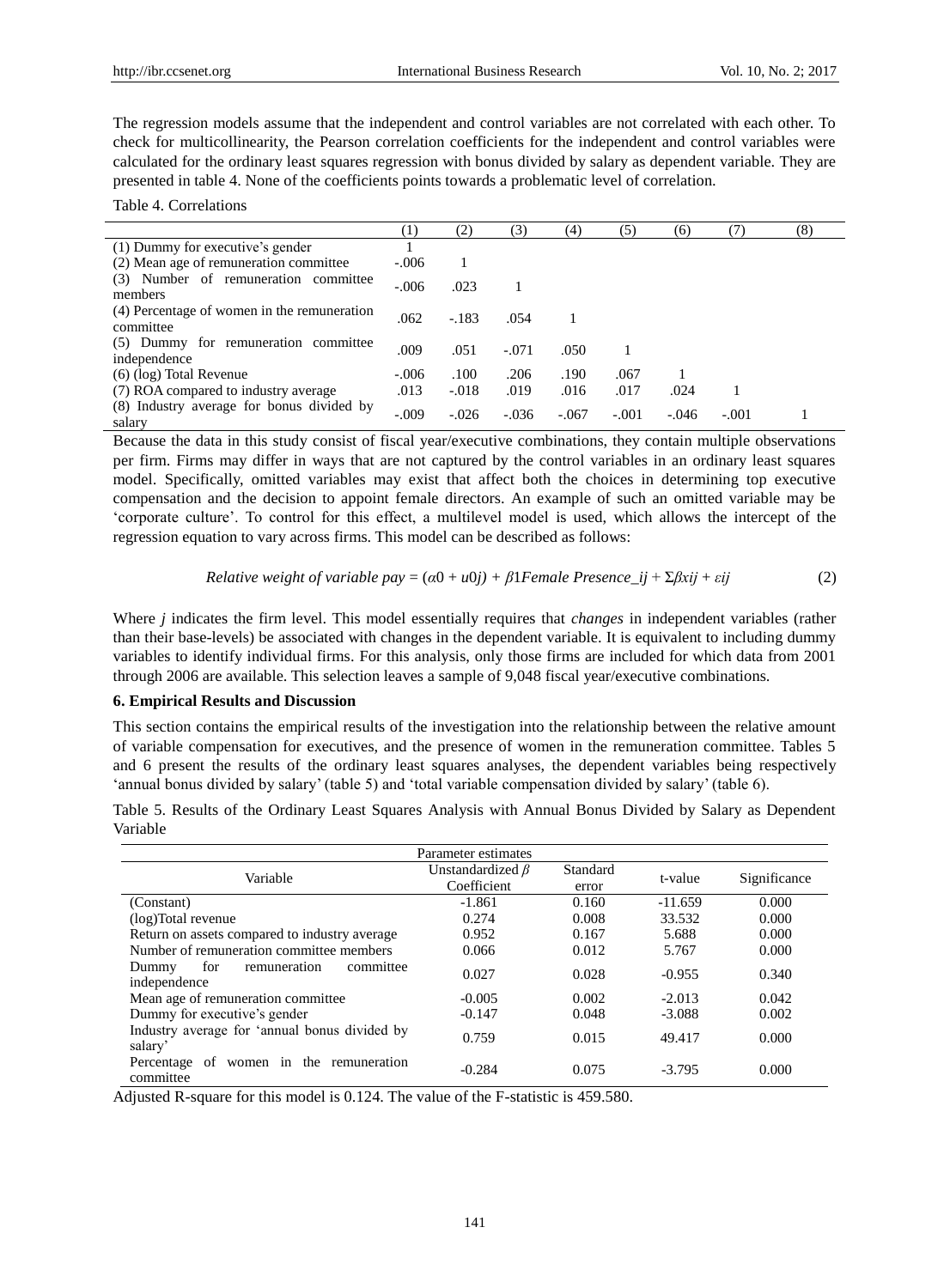The regression models assume that the independent and control variables are not correlated with each other. To check for multicollinearity, the Pearson correlation coefficients for the independent and control variables were calculated for the ordinary least squares regression with bonus divided by salary as dependent variable. They are presented in table 4. None of the coefficients points towards a problematic level of correlation.

Table 4. Correlations

| | (1) | (2) | (3) | (4) | (5) | (6) | (7) | (8) |
|---|---|---|---|---|---|---|---|---|
| (1) Dummy for executive's gender | 1 | | | | | | | |
| (2) Mean age of remuneration committee | -.006 | 1 | | | | | | |
| (3) Number of remuneration committee members | -.006 | .023 | 1 | | | | | |
| (4) Percentage of women in the remuneration committee | .062 | -.183 | .054 | 1 | | | | |
| (5) Dummy for remuneration committee independence | .009 | .051 | -.071 | .050 | 1 | | | |
| (6) (log) Total Revenue | -.006 | .100 | .206 | .190 | .067 | 1 | | |
| (7) ROA compared to industry average | .013 | -.018 | .019 | .016 | .017 | .024 | 1 | |
| (8) Industry average for bonus divided by salary | -.009 | -.026 | -.036 | -.067 | -.001 | -.046 | -.001 | 1 |

Because the data in this study consist of fiscal year/executive combinations, they contain multiple observations per firm. Firms may differ in ways that are not captured by the control variables in an ordinary least squares model. Specifically, omitted variables may exist that affect both the choices in determining top executive compensation and the decision to appoint female directors. An example of such an omitted variable may be 'corporate culture'. To control for this effect, a multilevel model is used, which allows the intercept of the regression equation to vary across firms. This model can be described as follows:

$$Relative\ weight\ of\ variable\ pay = (\alpha 0 + u0j) + \beta 1 Female\ Presence\_ij + \Sigma \beta xij + \varepsilon ij \quad (2)$$

Where *j* indicates the firm level. This model essentially requires that *changes* in independent variables (rather than their base-levels) be associated with changes in the dependent variable. It is equivalent to including dummy variables to identify individual firms. For this analysis, only those firms are included for which data from 2001 through 2006 are available. This selection leaves a sample of 9,048 fiscal year/executive combinations.

## 6. Empirical Results and Discussion

This section contains the empirical results of the investigation into the relationship between the relative amount of variable compensation for executives, and the presence of women in the remuneration committee. Tables 5 and 6 present the results of the ordinary least squares analyses, the dependent variables being respectively 'annual bonus divided by salary' (table 5) and 'total variable compensation divided by salary' (table 6).

Table 5. Results of the Ordinary Least Squares Analysis with Annual Bonus Divided by Salary as Dependent Variable

| Parameter estimates | | | | |
|---|---|---|---|---|
| Variable | Unstandardized $\beta$ Coefficient | Standard error | t-value | Significance |
| (Constant) | -1.861 | 0.160 | -11.659 | 0.000 |
| (log)Total revenue | 0.274 | 0.008 | 33.532 | 0.000 |
| Return on assets compared to industry average | 0.952 | 0.167 | 5.688 | 0.000 |
| Number of remuneration committee members | 0.066 | 0.012 | 5.767 | 0.000 |
| Dummy for remuneration committee independence | 0.027 | 0.028 | -0.955 | 0.340 |
| Mean age of remuneration committee | -0.005 | 0.002 | -2.013 | 0.042 |
| Dummy for executive's gender | -0.147 | 0.048 | -3.088 | 0.002 |
| Industry average for 'annual bonus divided by salary' | 0.759 | 0.015 | 49.417 | 0.000 |
| Percentage of women in the remuneration committee | -0.284 | 0.075 | -3.795 | 0.000 |

Adjusted R-square for this model is 0.124. The value of the F-statistic is 459.580.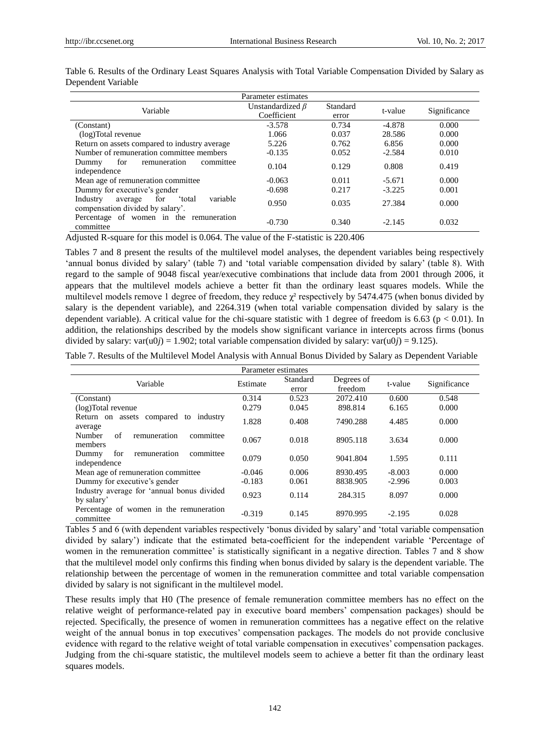Table 6. Results of the Ordinary Least Squares Analysis with Total Variable Compensation Divided by Salary as Dependent Variable

| Parameter estimates | | | | |
|---|---|---|---|---|
| Variable | Unstandardized $\beta$ Coefficient | Standard error | t-value | Significance |
| (Constant) | -3.578 | 0.734 | -4.878 | 0.000 |
| (log)Total revenue | 1.066 | 0.037 | 28.586 | 0.000 |
| Return on assets compared to industry average | 5.226 | 0.762 | 6.856 | 0.000 |
| Number of remuneration committee members | -0.135 | 0.052 | -2.584 | 0.010 |
| Dummy for remuneration committee independence | 0.104 | 0.129 | 0.808 | 0.419 |
| Mean age of remuneration committee | -0.063 | 0.011 | -5.671 | 0.000 |
| Dummy for executive's gender | -0.698 | 0.217 | -3.225 | 0.001 |
| Industry average for 'total variable compensation divided by salary'. | 0.950 | 0.035 | 27.384 | 0.000 |
| Percentage of women in the remuneration committee | -0.730 | 0.340 | -2.145 | 0.032 |

Adjusted R-square for this model is 0.064. The value of the F-statistic is 220.406

Tables 7 and 8 present the results of the multilevel model analyses, the dependent variables being respectively 'annual bonus divided by salary' (table 7) and 'total variable compensation divided by salary' (table 8). With regard to the sample of 9048 fiscal year/executive combinations that include data from 2001 through 2006, it appears that the multilevel models achieve a better fit than the ordinary least squares models. While the multilevel models remove 1 degree of freedom, they reduce $\chi^2$ respectively by 5474.475 (when bonus divided by salary is the dependent variable), and 2264.319 (when total variable compensation divided by salary is the dependent variable). A critical value for the chi-square statistic with 1 degree of freedom is 6.63 ($p < 0.01$). In addition, the relationships described by the models show significant variance in intercepts across firms (bonus divided by salary: $var(u0j) = 1.902$; total variable compensation divided by salary: $var(u0j) = 9.125$).

Table 7. Results of the Multilevel Model Analysis with Annual Bonus Divided by Salary as Dependent Variable

| Parameter estimates | | | | | |
|---|---|---|---|---|---|
| Variable | Estimate | Standard error | Degrees of freedom | t-value | Significance |
| (Constant) | 0.314 | 0.523 | 2072.410 | 0.600 | 0.548 |
| (log)Total revenue | 0.279 | 0.045 | 898.814 | 6.165 | 0.000 |
| Return on assets compared to industry average | 1.828 | 0.408 | 7490.288 | 4.485 | 0.000 |
| Number of remuneration committee members | 0.067 | 0.018 | 8905.118 | 3.634 | 0.000 |
| Dummy for remuneration committee independence | 0.079 | 0.050 | 9041.804 | 1.595 | 0.111 |
| Mean age of remuneration committee | -0.046 | 0.006 | 8930.495 | -8.003 | 0.000 |
| Dummy for executive's gender | -0.183 | 0.061 | 8838.905 | -2.996 | 0.003 |
| Industry average for 'annual bonus divided by salary' | 0.923 | 0.114 | 284.315 | 8.097 | 0.000 |
| Percentage of women in the remuneration committee | -0.319 | 0.145 | 8970.995 | -2.195 | 0.028 |

Tables 5 and 6 (with dependent variables respectively 'bonus divided by salary' and 'total variable compensation divided by salary') indicate that the estimated beta-coefficient for the independent variable 'Percentage of women in the remuneration committee' is statistically significant in a negative direction. Tables 7 and 8 show that the multilevel model only confirms this finding when bonus divided by salary is the dependent variable. The relationship between the percentage of women in the remuneration committee and total variable compensation divided by salary is not significant in the multilevel model.

These results imply that H0 (The presence of female remuneration committee members has no effect on the relative weight of performance-related pay in executive board members' compensation packages) should be rejected. Specifically, the presence of women in remuneration committees has a negative effect on the relative weight of the annual bonus in top executives' compensation packages. The models do not provide conclusive evidence with regard to the relative weight of total variable compensation in executives' compensation packages. Judging from the chi-square statistic, the multilevel models seem to achieve a better fit than the ordinary least squares models.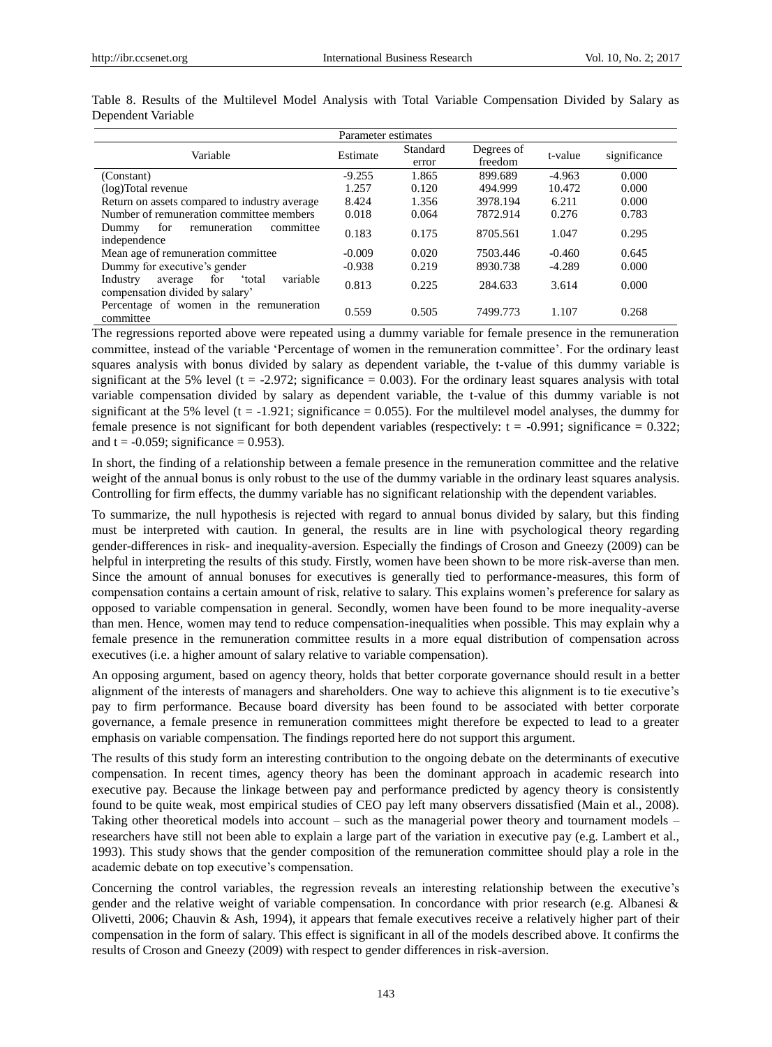Table 8. Results of the Multilevel Model Analysis with Total Variable Compensation Divided by Salary as Dependent Variable

| Parameter estimates | | | | | |
|---|---|---|---|---|---|
| Variable | Estimate | Standard error | Degrees of freedom | t-value | significance |
| (Constant) | -9.255 | 1.865 | 899.689 | -4.963 | 0.000 |
| (log)Total revenue | 1.257 | 0.120 | 494.999 | 10.472 | 0.000 |
| Return on assets compared to industry average | 8.424 | 1.356 | 3978.194 | 6.211 | 0.000 |
| Number of remuneration committee members | 0.018 | 0.064 | 7872.914 | 0.276 | 0.783 |
| Dummy for remuneration committee independence | 0.183 | 0.175 | 8705.561 | 1.047 | 0.295 |
| Mean age of remuneration committee | -0.009 | 0.020 | 7503.446 | -0.460 | 0.645 |
| Dummy for executive's gender | -0.938 | 0.219 | 8930.738 | -4.289 | 0.000 |
| Industry average for 'total variable compensation divided by salary' | 0.813 | 0.225 | 284.633 | 3.614 | 0.000 |
| Percentage of women in the remuneration committee | 0.559 | 0.505 | 7499.773 | 1.107 | 0.268 |

The regressions reported above were repeated using a dummy variable for female presence in the remuneration committee, instead of the variable 'Percentage of women in the remuneration committee'. For the ordinary least squares analysis with bonus divided by salary as dependent variable, the t-value of this dummy variable is significant at the 5% level (t = -2.972; significance = 0.003). For the ordinary least squares analysis with total variable compensation divided by salary as dependent variable, the t-value of this dummy variable is not significant at the 5% level (t = -1.921; significance = 0.055). For the multilevel model analyses, the dummy for female presence is not significant for both dependent variables (respectively: t = -0.991; significance = 0.322; and t = -0.059; significance = 0.953).

In short, the finding of a relationship between a female presence in the remuneration committee and the relative weight of the annual bonus is only robust to the use of the dummy variable in the ordinary least squares analysis. Controlling for firm effects, the dummy variable has no significant relationship with the dependent variables.

To summarize, the null hypothesis is rejected with regard to annual bonus divided by salary, but this finding must be interpreted with caution. In general, the results are in line with psychological theory regarding gender-differences in risk- and inequality-aversion. Especially the findings of Croson and Gneezy (2009) can be helpful in interpreting the results of this study. Firstly, women have been shown to be more risk-averse than men. Since the amount of annual bonuses for executives is generally tied to performance-measures, this form of compensation contains a certain amount of risk, relative to salary. This explains women's preference for salary as opposed to variable compensation in general. Secondly, women have been found to be more inequality-averse than men. Hence, women may tend to reduce compensation-inequalities when possible. This may explain why a female presence in the remuneration committee results in a more equal distribution of compensation across executives (i.e. a higher amount of salary relative to variable compensation).

An opposing argument, based on agency theory, holds that better corporate governance should result in a better alignment of the interests of managers and shareholders. One way to achieve this alignment is to tie executive's pay to firm performance. Because board diversity has been found to be associated with better corporate governance, a female presence in remuneration committees might therefore be expected to lead to a greater emphasis on variable compensation. The findings reported here do not support this argument.

The results of this study form an interesting contribution to the ongoing debate on the determinants of executive compensation. In recent times, agency theory has been the dominant approach in academic research into executive pay. Because the linkage between pay and performance predicted by agency theory is consistently found to be quite weak, most empirical studies of CEO pay left many observers dissatisfied (Main et al., 2008). Taking other theoretical models into account – such as the managerial power theory and tournament models – researchers have still not been able to explain a large part of the variation in executive pay (e.g. Lambert et al., 1993). This study shows that the gender composition of the remuneration committee should play a role in the academic debate on top executive's compensation.

Concerning the control variables, the regression reveals an interesting relationship between the executive's gender and the relative weight of variable compensation. In concordance with prior research (e.g. Albanesi & Olivetti, 2006; Chauvin & Ash, 1994), it appears that female executives receive a relatively higher part of their compensation in the form of salary. This effect is significant in all of the models described above. It confirms the results of Croson and Gneezy (2009) with respect to gender differences in risk-aversion.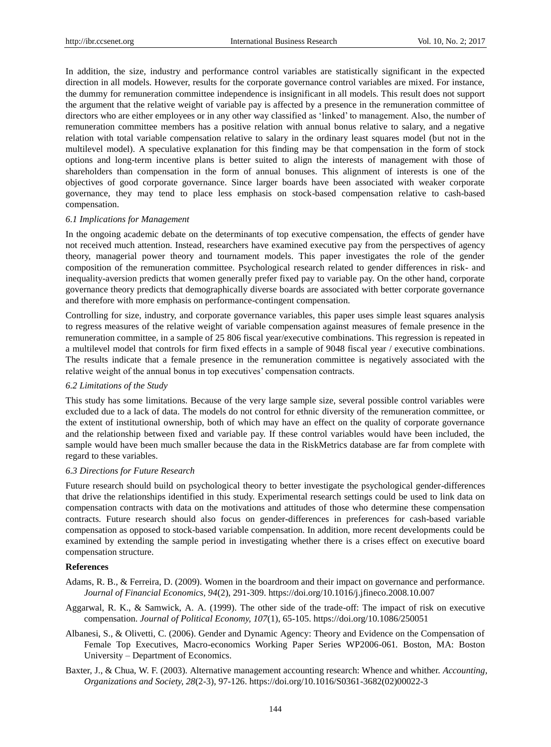In addition, the size, industry and performance control variables are statistically significant in the expected direction in all models. However, results for the corporate governance control variables are mixed. For instance, the dummy for remuneration committee independence is insignificant in all models. This result does not support the argument that the relative weight of variable pay is affected by a presence in the remuneration committee of directors who are either employees or in any other way classified as 'linked' to management. Also, the number of remuneration committee members has a positive relation with annual bonus relative to salary, and a negative relation with total variable compensation relative to salary in the ordinary least squares model (but not in the multilevel model). A speculative explanation for this finding may be that compensation in the form of stock options and long-term incentive plans is better suited to align the interests of management with those of shareholders than compensation in the form of annual bonuses. This alignment of interests is one of the objectives of good corporate governance. Since larger boards have been associated with weaker corporate governance, they may tend to place less emphasis on stock-based compensation relative to cash-based compensation.

### 6.1 Implications for Management

In the ongoing academic debate on the determinants of top executive compensation, the effects of gender have not received much attention. Instead, researchers have examined executive pay from the perspectives of agency theory, managerial power theory and tournament models. This paper investigates the role of the gender composition of the remuneration committee. Psychological research related to gender differences in risk- and inequality-aversion predicts that women generally prefer fixed pay to variable pay. On the other hand, corporate governance theory predicts that demographically diverse boards are associated with better corporate governance and therefore with more emphasis on performance-contingent compensation.

Controlling for size, industry, and corporate governance variables, this paper uses simple least squares analysis to regress measures of the relative weight of variable compensation against measures of female presence in the remuneration committee, in a sample of 25 806 fiscal year/executive combinations. This regression is repeated in a multilevel model that controls for firm fixed effects in a sample of 9048 fiscal year / executive combinations. The results indicate that a female presence in the remuneration committee is negatively associated with the relative weight of the annual bonus in top executives' compensation contracts.

### 6.2 Limitations of the Study

This study has some limitations. Because of the very large sample size, several possible control variables were excluded due to a lack of data. The models do not control for ethnic diversity of the remuneration committee, or the extent of institutional ownership, both of which may have an effect on the quality of corporate governance and the relationship between fixed and variable pay. If these control variables would have been included, the sample would have been much smaller because the data in the RiskMetrics database are far from complete with regard to these variables.

### 6.3 Directions for Future Research

Future research should build on psychological theory to better investigate the psychological gender-differences that drive the relationships identified in this study. Experimental research settings could be used to link data on compensation contracts with data on the motivations and attitudes of those who determine these compensation contracts. Future research should also focus on gender-differences in preferences for cash-based variable compensation as opposed to stock-based variable compensation. In addition, more recent developments could be examined by extending the sample period in investigating whether there is a crises effect on executive board compensation structure.

## References

Adams, R. B., & Ferreira, D. (2009). Women in the boardroom and their impact on governance and performance. *Journal of Financial Economics, 94*(2), 291-309. https://doi.org/10.1016/j.jfineco.2008.10.007

Aggarwal, R. K., & Samwick, A. A. (1999). The other side of the trade-off: The impact of risk on executive compensation. *Journal of Political Economy, 107*(1), 65-105. https://doi.org/10.1086/250051

Albanesi, S., & Olivetti, C. (2006). Gender and Dynamic Agency: Theory and Evidence on the Compensation of Female Top Executives, Macro-economics Working Paper Series WP2006-061. Boston, MA: Boston University – Department of Economics.

Baxter, J., & Chua, W. F. (2003). Alternative management accounting research: Whence and whither. *Accounting, Organizations and Society, 28*(2-3), 97-126. https://doi.org/10.1016/S0361-3682(02)00022-3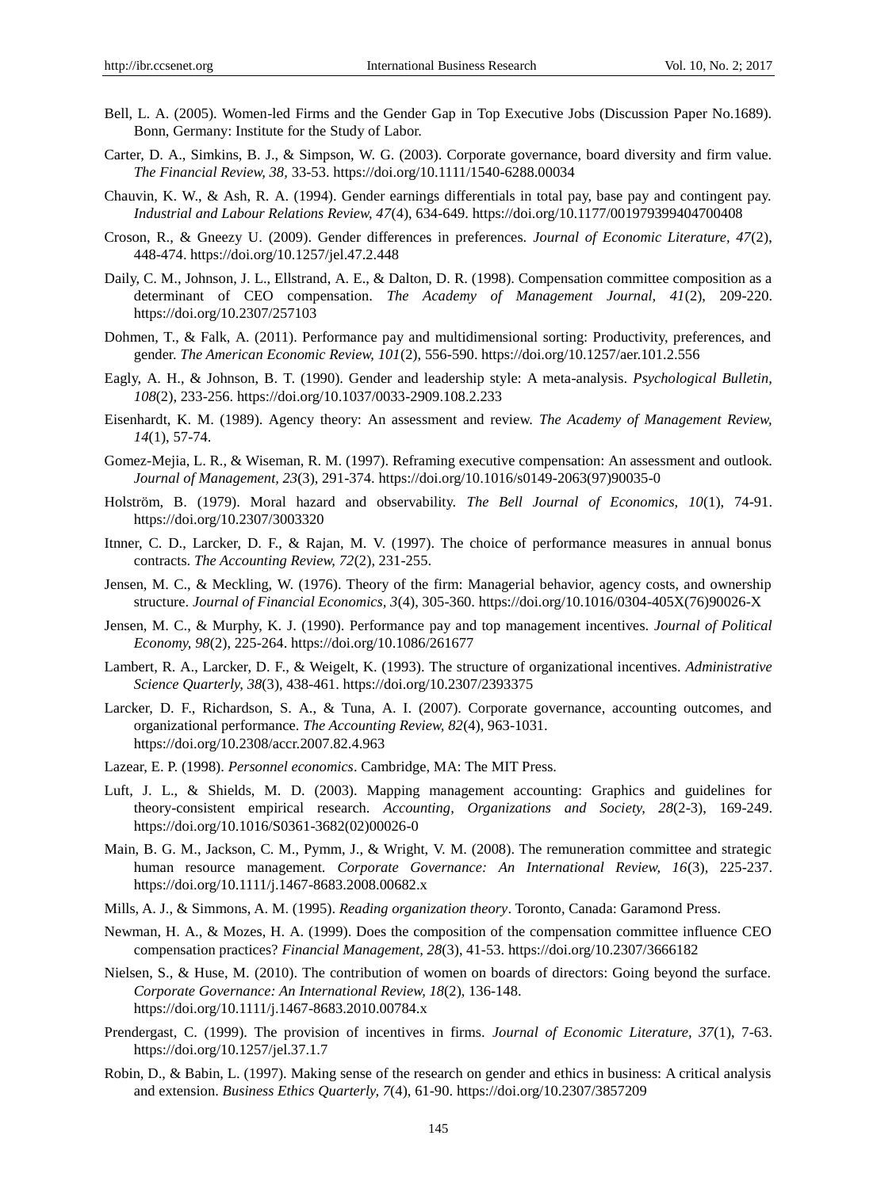Bell, L. A. (2005). Women-led Firms and the Gender Gap in Top Executive Jobs (Discussion Paper No.1689). Bonn, Germany: Institute for the Study of Labor.

Carter, D. A., Simkins, B. J., & Simpson, W. G. (2003). Corporate governance, board diversity and firm value. *The Financial Review, 38*, 33-53. https://doi.org/10.1111/1540-6288.00034

Chauvin, K. W., & Ash, R. A. (1994). Gender earnings differentials in total pay, base pay and contingent pay. *Industrial and Labour Relations Review, 47*(4), 634-649. https://doi.org/10.1177/001979399404700408

Croson, R., & Gneezy U. (2009). Gender differences in preferences. *Journal of Economic Literature, 47*(2), 448-474. https://doi.org/10.1257/jel.47.2.448

Daily, C. M., Johnson, J. L., Ellstrand, A. E., & Dalton, D. R. (1998). Compensation committee composition as a determinant of CEO compensation. *The Academy of Management Journal, 41*(2), 209-220. https://doi.org/10.2307/257103

Dohmen, T., & Falk, A. (2011). Performance pay and multidimensional sorting: Productivity, preferences, and gender. *The American Economic Review, 101*(2), 556-590. https://doi.org/10.1257/aer.101.2.556

Eagly, A. H., & Johnson, B. T. (1990). Gender and leadership style: A meta-analysis. *Psychological Bulletin, 108*(2), 233-256. https://doi.org/10.1037/0033-2909.108.2.233

Eisenhardt, K. M. (1989). Agency theory: An assessment and review. *The Academy of Management Review, 14*(1), 57-74.

Gomez-Mejia, L. R., & Wiseman, R. M. (1997). Reframing executive compensation: An assessment and outlook. *Journal of Management, 23*(3), 291-374. https://doi.org/10.1016/s0149-2063(97)90035-0

Holström, B. (1979). Moral hazard and observability. *The Bell Journal of Economics, 10*(1), 74-91. https://doi.org/10.2307/3003320

Itner, C. D., Larcker, D. F., & Rajan, M. V. (1997). The choice of performance measures in annual bonus contracts. *The Accounting Review, 72*(2), 231-255.

Jensen, M. C., & Meckling, W. (1976). Theory of the firm: Managerial behavior, agency costs, and ownership structure. *Journal of Financial Economics, 3*(4), 305-360. https://doi.org/10.1016/0304-405X(76)90026-X

Jensen, M. C., & Murphy, K. J. (1990). Performance pay and top management incentives. *Journal of Political Economy, 98*(2), 225-264. https://doi.org/10.1086/261677

Lambert, R. A., Larcker, D. F., & Weigelt, K. (1993). The structure of organizational incentives. *Administrative Science Quarterly, 38*(3), 438-461. https://doi.org/10.2307/2393375

Larcker, D. F., Richardson, S. A., & Tuna, A. I. (2007). Corporate governance, accounting outcomes, and organizational performance. *The Accounting Review, 82*(4), 963-1031. https://doi.org/10.2308/accr.2007.82.4.963

Lazear, E. P. (1998). *Personnel economics*. Cambridge, MA: The MIT Press.

Luft, J. L., & Shields, M. D. (2003). Mapping management accounting: Graphics and guidelines for theory-consistent empirical research. *Accounting, Organizations and Society, 28*(2-3), 169-249. https://doi.org/10.1016/S0361-3682(02)00026-0

Main, B. G. M., Jackson, C. M., Pymm, J., & Wright, V. M. (2008). The remuneration committee and strategic human resource management. *Corporate Governance: An International Review, 16*(3), 225-237. https://doi.org/10.1111/j.1467-8683.2008.00682.x

Mills, A. J., & Simmons, A. M. (1995). *Reading organization theory*. Toronto, Canada: Garamond Press.

Newman, H. A., & Mozes, H. A. (1999). Does the composition of the compensation committee influence CEO compensation practices? *Financial Management, 28*(3), 41-53. https://doi.org/10.2307/3666182

Nielsen, S., & Huse, M. (2010). The contribution of women on boards of directors: Going beyond the surface. *Corporate Governance: An International Review, 18*(2), 136-148. https://doi.org/10.1111/j.1467-8683.2010.00784.x

Prendergast, C. (1999). The provision of incentives in firms. *Journal of Economic Literature, 37*(1), 7-63. https://doi.org/10.1257/jel.37.1.7

Robin, D., & Babin, L. (1997). Making sense of the research on gender and ethics in business: A critical analysis and extension. *Business Ethics Quarterly, 7*(4), 61-90. https://doi.org/10.2307/3857209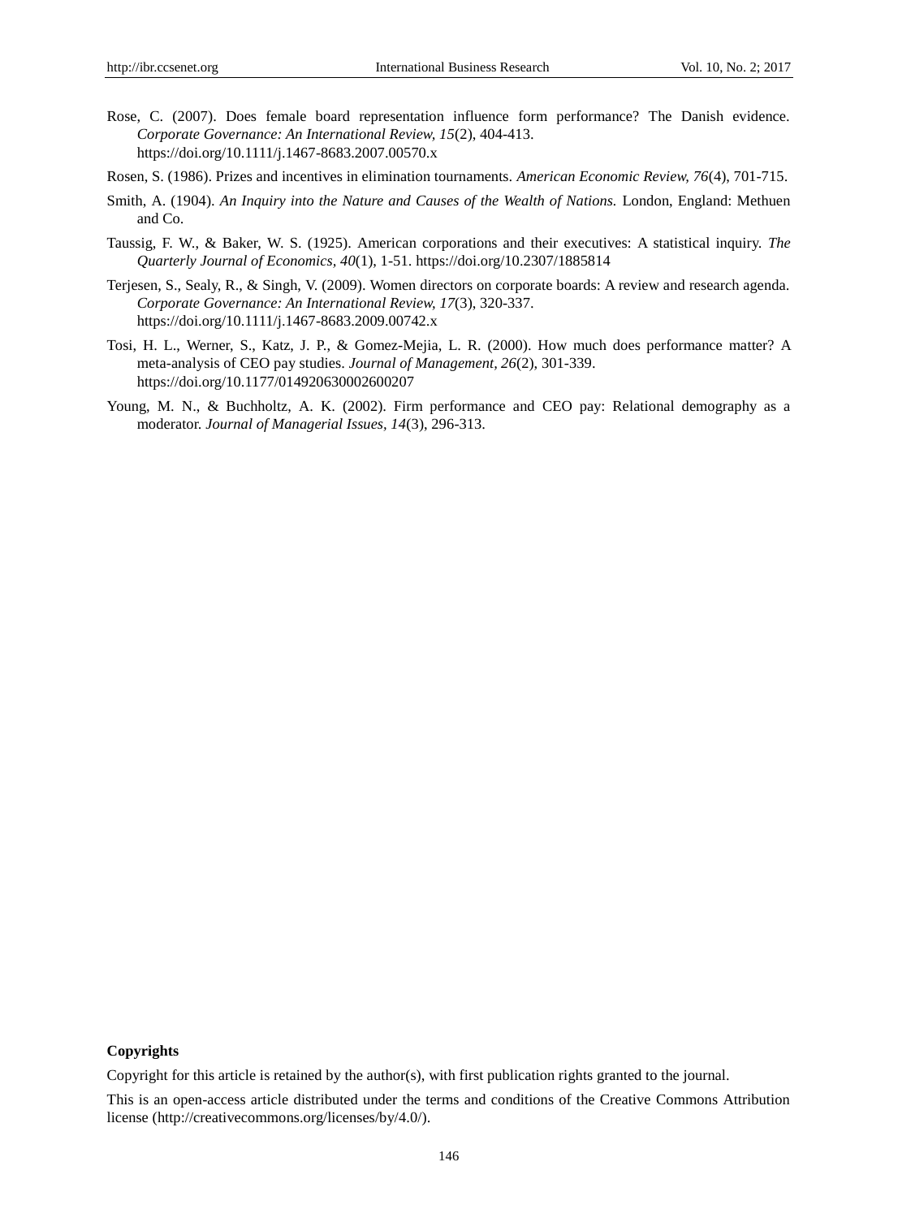Rose, C. (2007). Does female board representation influence form performance? The Danish evidence. *Corporate Governance: An International Review, 15*(2), 404-413. https://doi.org/10.1111/j.1467-8683.2007.00570.x

Rosen, S. (1986). Prizes and incentives in elimination tournaments. *American Economic Review, 76*(4), 701-715.

Smith, A. (1904). *An Inquiry into the Nature and Causes of the Wealth of Nations.* London, England: Methuen and Co.

Taussig, F. W., & Baker, W. S. (1925). American corporations and their executives: A statistical inquiry. *The Quarterly Journal of Economics, 40*(1), 1-51. https://doi.org/10.2307/1885814

Terjesen, S., Sealy, R., & Singh, V. (2009). Women directors on corporate boards: A review and research agenda. *Corporate Governance: An International Review, 17*(3), 320-337. https://doi.org/10.1111/j.1467-8683.2009.00742.x

Tosi, H. L., Werner, S., Katz, J. P., & Gomez-Mejia, L. R. (2000). How much does performance matter? A meta-analysis of CEO pay studies. *Journal of Management*, *26*(2), 301-339. https://doi.org/10.1177/014920630002600207

Young, M. N., & Buchholtz, A. K. (2002). Firm performance and CEO pay: Relational demography as a moderator. *Journal of Managerial Issues, 14*(3), 296-313.

**Copyrights**

Copyright for this article is retained by the author(s), with first publication rights granted to the journal.

This is an open-access article distributed under the terms and conditions of the Creative Commons Attribution license (http://creativecommons.org/licenses/by/4.0/).